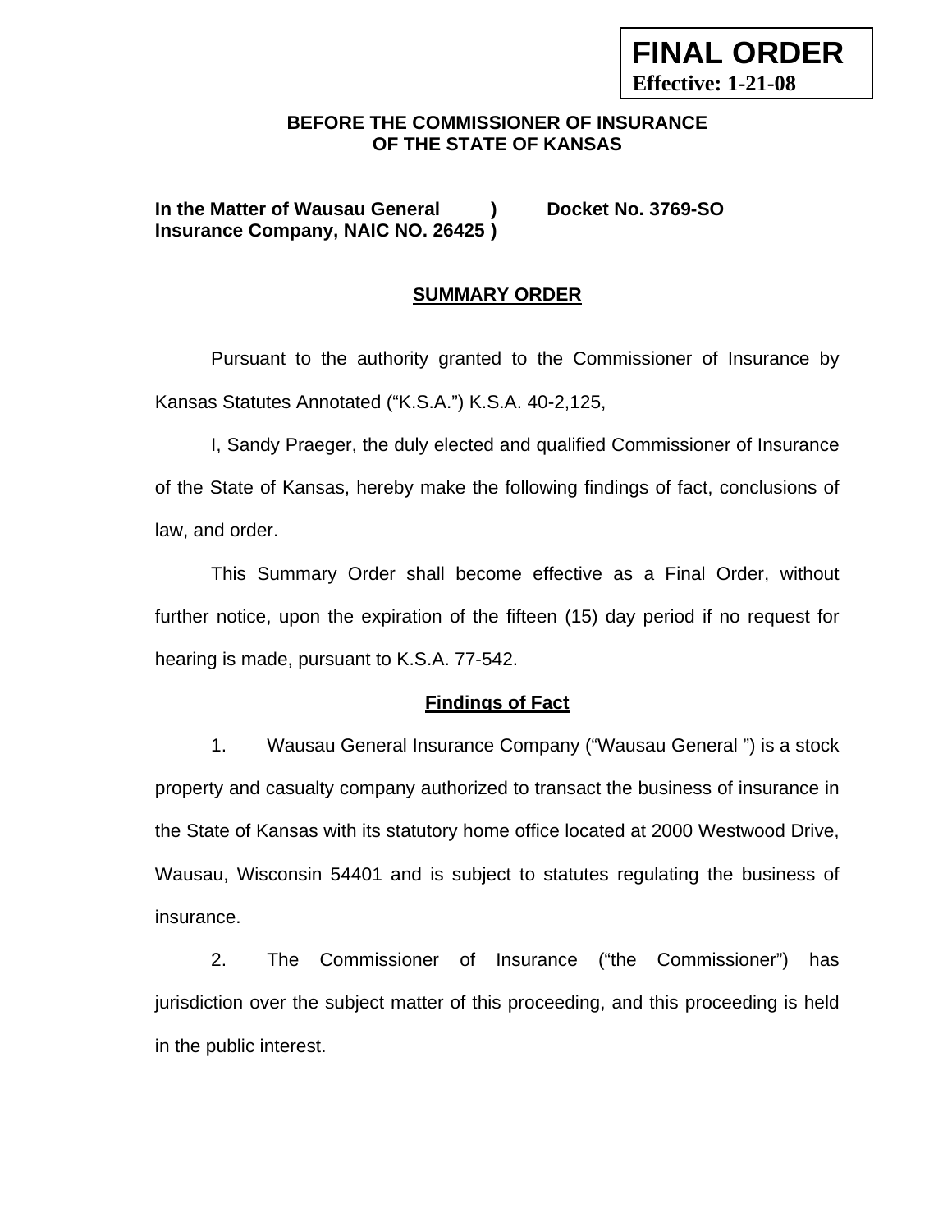**FINAL ORDER**
**Effective: 1-21-08**

**BEFORE THE COMMISSIONER OF INSURANCE**
**OF THE STATE OF KANSAS**

**In the Matter of Wausau General )** **Docket No. 3769-SO**
**Insurance Company, NAIC NO. 26425 )**

## SUMMARY ORDER

Pursuant to the authority granted to the Commissioner of Insurance by Kansas Statutes Annotated ("K.S.A.") K.S.A. 40-2,125,

I, Sandy Praeger, the duly elected and qualified Commissioner of Insurance of the State of Kansas, hereby make the following findings of fact, conclusions of law, and order.

This Summary Order shall become effective as a Final Order, without further notice, upon the expiration of the fifteen (15) day period if no request for hearing is made, pursuant to K.S.A. 77-542.

### Findings of Fact

1. Wausau General Insurance Company ("Wausau General ") is a stock property and casualty company authorized to transact the business of insurance in the State of Kansas with its statutory home office located at 2000 Westwood Drive, Wausau, Wisconsin 54401 and is subject to statutes regulating the business of insurance.

2. The Commissioner of Insurance ("the Commissioner") has jurisdiction over the subject matter of this proceeding, and this proceeding is held in the public interest.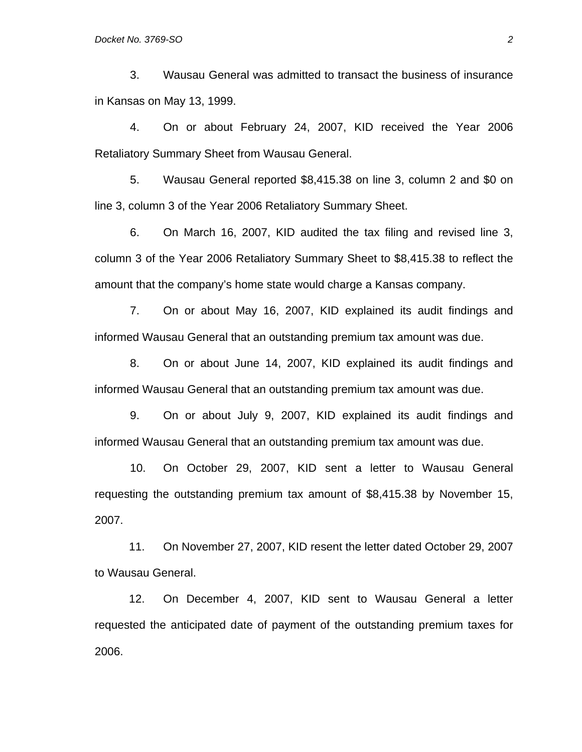3. Wausau General was admitted to transact the business of insurance in Kansas on May 13, 1999.

4. On or about February 24, 2007, KID received the Year 2006 Retaliatory Summary Sheet from Wausau General.

5. Wausau General reported $8,415.38 on line 3, column 2 and $0 on line 3, column 3 of the Year 2006 Retaliatory Summary Sheet.

6. On March 16, 2007, KID audited the tax filing and revised line 3, column 3 of the Year 2006 Retaliatory Summary Sheet to $8,415.38 to reflect the amount that the company's home state would charge a Kansas company.

7. On or about May 16, 2007, KID explained its audit findings and informed Wausau General that an outstanding premium tax amount was due.

8. On or about June 14, 2007, KID explained its audit findings and informed Wausau General that an outstanding premium tax amount was due.

9. On or about July 9, 2007, KID explained its audit findings and informed Wausau General that an outstanding premium tax amount was due.

10. On October 29, 2007, KID sent a letter to Wausau General requesting the outstanding premium tax amount of $8,415.38 by November 15, 2007.

11. On November 27, 2007, KID resent the letter dated October 29, 2007 to Wausau General.

12. On December 4, 2007, KID sent to Wausau General a letter requested the anticipated date of payment of the outstanding premium taxes for 2006.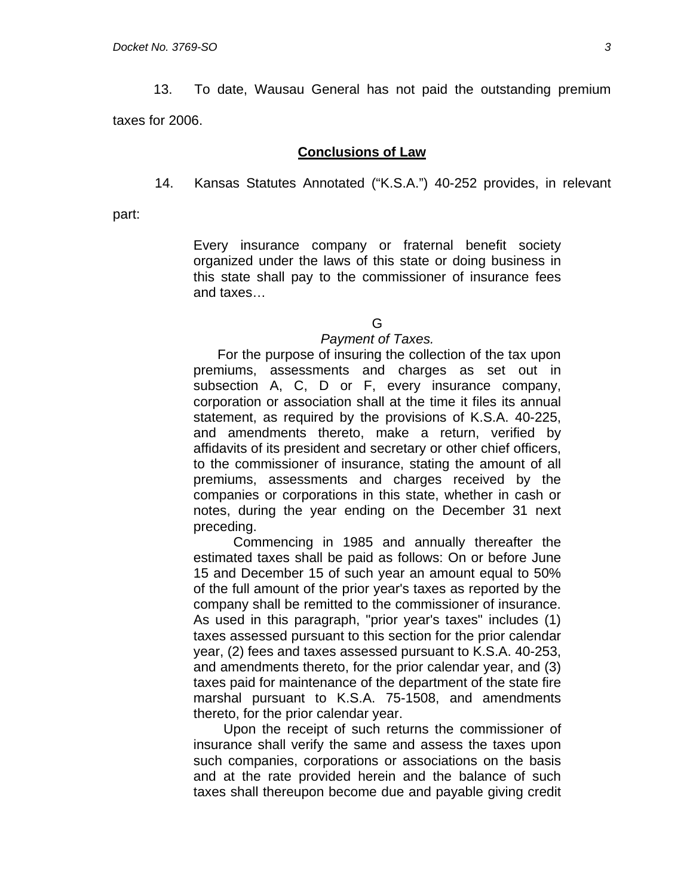13. To date, Wausau General has not paid the outstanding premium taxes for 2006.

## **Conclusions of Law**

14. Kansas Statutes Annotated ("K.S.A.") 40-252 provides, in relevant part:

> Every insurance company or fraternal benefit society organized under the laws of this state or doing business in this state shall pay to the commissioner of insurance fees and taxes…
>
> G
>
> *Payment of Taxes.*
>
> For the purpose of insuring the collection of the tax upon premiums, assessments and charges as set out in subsection A, C, D or F, every insurance company, corporation or association shall at the time it files its annual statement, as required by the provisions of K.S.A. 40-225, and amendments thereto, make a return, verified by affidavits of its president and secretary or other chief officers, to the commissioner of insurance, stating the amount of all premiums, assessments and charges received by the companies or corporations in this state, whether in cash or notes, during the year ending on the December 31 next preceding.
>
> Commencing in 1985 and annually thereafter the estimated taxes shall be paid as follows: On or before June 15 and December 15 of such year an amount equal to 50% of the full amount of the prior year's taxes as reported by the company shall be remitted to the commissioner of insurance. As used in this paragraph, "prior year's taxes" includes (1) taxes assessed pursuant to this section for the prior calendar year, (2) fees and taxes assessed pursuant to K.S.A. 40-253, and amendments thereto, for the prior calendar year, and (3) taxes paid for maintenance of the department of the state fire marshal pursuant to K.S.A. 75-1508, and amendments thereto, for the prior calendar year.
>
> Upon the receipt of such returns the commissioner of insurance shall verify the same and assess the taxes upon such companies, corporations or associations on the basis and at the rate provided herein and the balance of such taxes shall thereupon become due and payable giving credit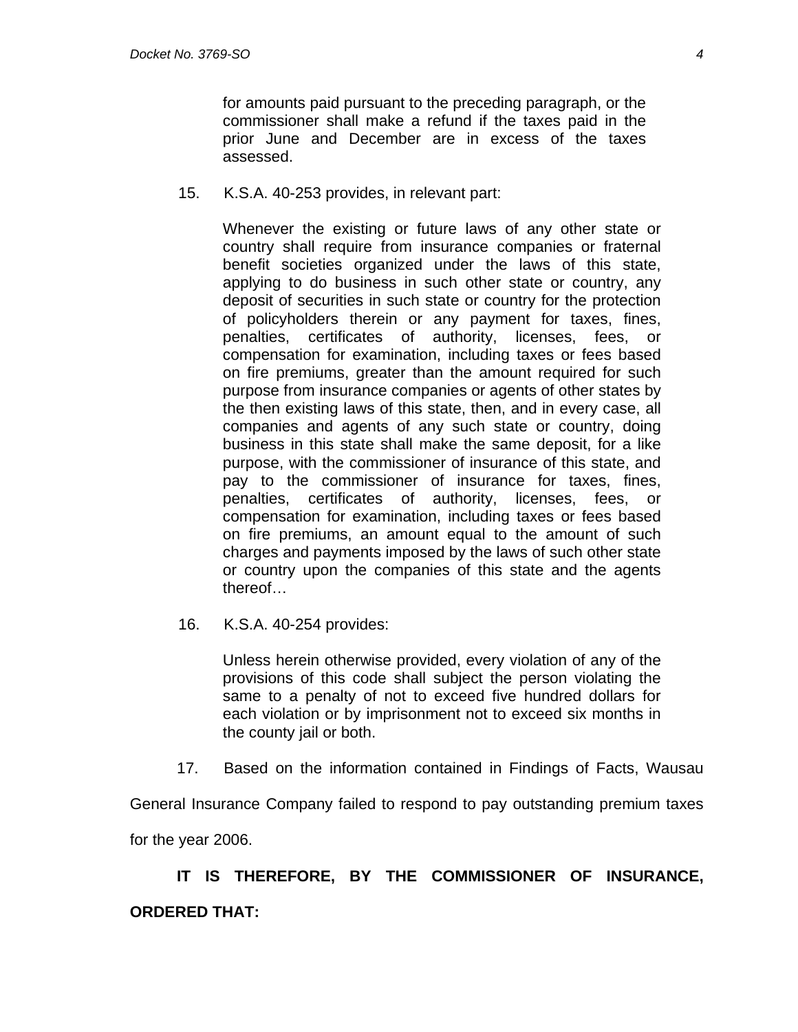> for amounts paid pursuant to the preceding paragraph, or the commissioner shall make a refund if the taxes paid in the prior June and December are in excess of the taxes assessed.

15. K.S.A. 40-253 provides, in relevant part:

> Whenever the existing or future laws of any other state or country shall require from insurance companies or fraternal benefit societies organized under the laws of this state, applying to do business in such other state or country, any deposit of securities in such state or country for the protection of policyholders therein or any payment for taxes, fines, penalties, certificates of authority, licenses, fees, or compensation for examination, including taxes or fees based on fire premiums, greater than the amount required for such purpose from insurance companies or agents of other states by the then existing laws of this state, then, and in every case, all companies and agents of any such state or country, doing business in this state shall make the same deposit, for a like purpose, with the commissioner of insurance of this state, and pay to the commissioner of insurance for taxes, fines, penalties, certificates of authority, licenses, fees, or compensation for examination, including taxes or fees based on fire premiums, an amount equal to the amount of such charges and payments imposed by the laws of such other state or country upon the companies of this state and the agents thereof…

16. K.S.A. 40-254 provides:

> Unless herein otherwise provided, every violation of any of the provisions of this code shall subject the person violating the same to a penalty of not to exceed five hundred dollars for each violation or by imprisonment not to exceed six months in the county jail or both.

17. Based on the information contained in Findings of Facts, Wausau General Insurance Company failed to respond to pay outstanding premium taxes for the year 2006.

**IT IS THEREFORE, BY THE COMMISSIONER OF INSURANCE, ORDERED THAT:**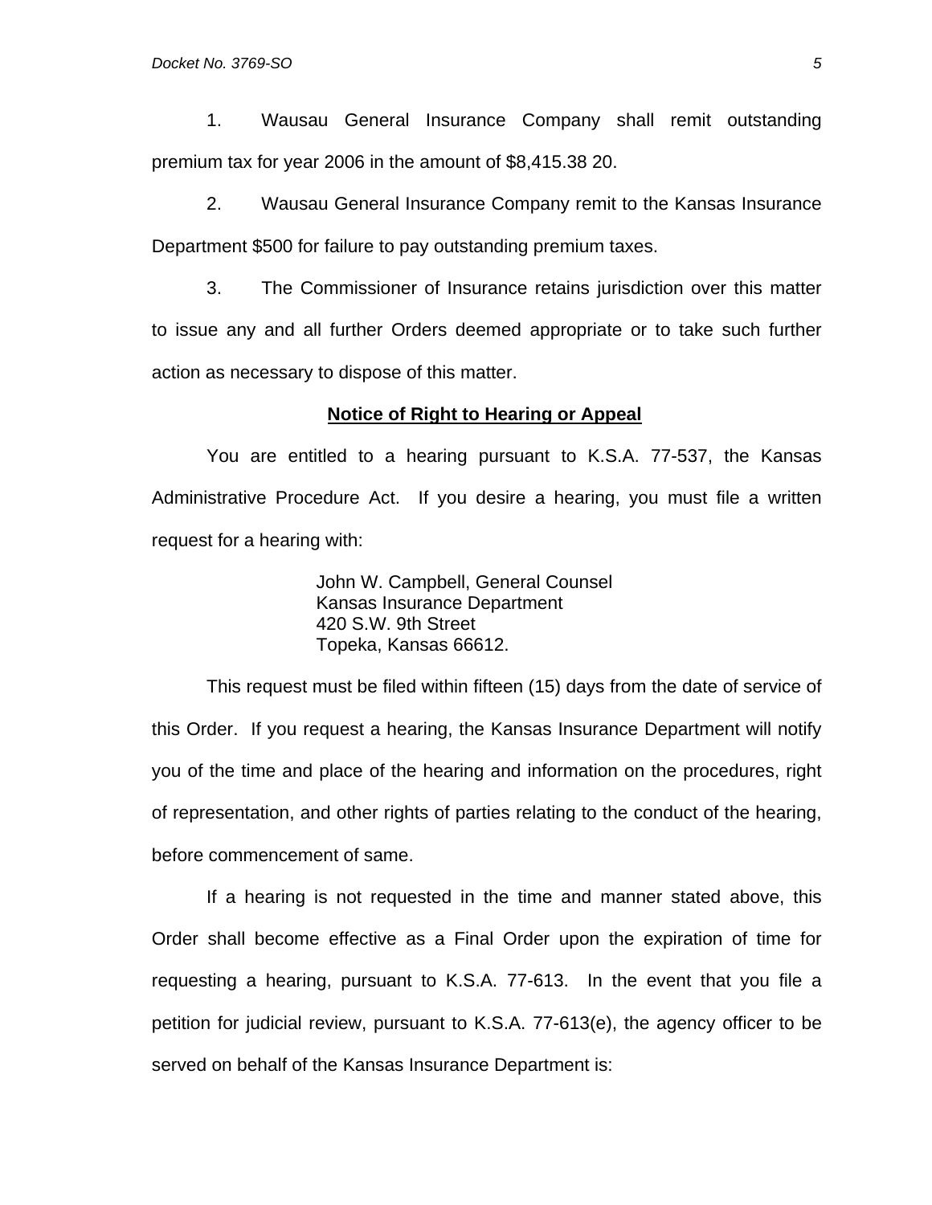1. Wausau General Insurance Company shall remit outstanding premium tax for year 2006 in the amount of $8,415.38 20.

2. Wausau General Insurance Company remit to the Kansas Insurance Department $500 for failure to pay outstanding premium taxes.

3. The Commissioner of Insurance retains jurisdiction over this matter to issue any and all further Orders deemed appropriate or to take such further action as necessary to dispose of this matter.

**Notice of Right to Hearing or Appeal**

You are entitled to a hearing pursuant to K.S.A. 77-537, the Kansas Administrative Procedure Act. If you desire a hearing, you must file a written request for a hearing with:

John W. Campbell, General Counsel
Kansas Insurance Department
420 S.W. 9th Street
Topeka, Kansas 66612.

This request must be filed within fifteen (15) days from the date of service of this Order. If you request a hearing, the Kansas Insurance Department will notify you of the time and place of the hearing and information on the procedures, right of representation, and other rights of parties relating to the conduct of the hearing, before commencement of same.

If a hearing is not requested in the time and manner stated above, this Order shall become effective as a Final Order upon the expiration of time for requesting a hearing, pursuant to K.S.A. 77-613. In the event that you file a petition for judicial review, pursuant to K.S.A. 77-613(e), the agency officer to be served on behalf of the Kansas Insurance Department is: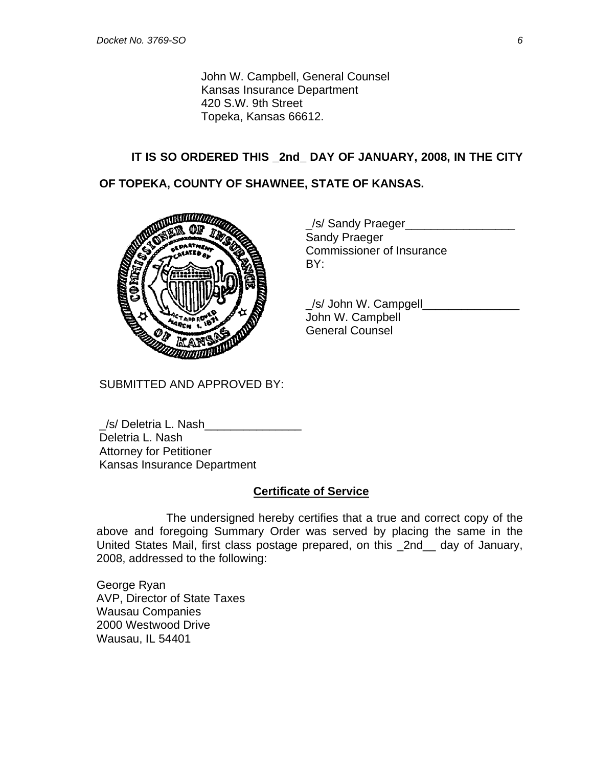John W. Campbell, General Counsel
Kansas Insurance Department
420 S.W. 9th Street
Topeka, Kansas 66612.

**IT IS SO ORDERED THIS _2nd_ DAY OF JANUARY, 2008, IN THE CITY OF TOPEKA, COUNTY OF SHAWNEE, STATE OF KANSAS.**

_/s/ Sandy Praeger_________________
Sandy Praeger
Commissioner of Insurance
BY:

_/s/ John W. Campgell_______________
John W. Campbell
General Counsel

SUBMITTED AND APPROVED BY:

_/s/ Deletria L. Nash_______________
Deletria L. Nash
Attorney for Petitioner
Kansas Insurance Department

**Certificate of Service**

The undersigned hereby certifies that a true and correct copy of the above and foregoing Summary Order was served by placing the same in the United States Mail, first class postage prepared, on this _2nd__ day of January, 2008, addressed to the following:

George Ryan
AVP, Director of State Taxes
Wausau Companies
2000 Westwood Drive
Wausau, IL 54401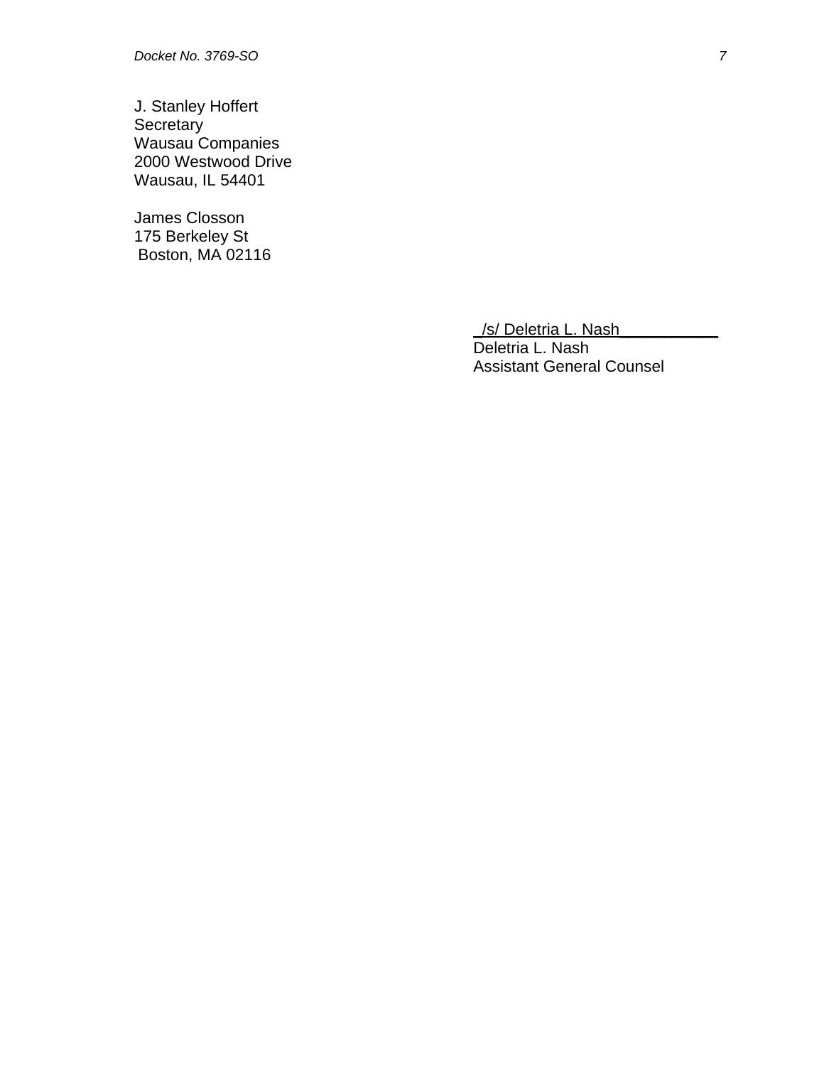J. Stanley Hoffert
Secretary
Wausau Companies
2000 Westwood Drive
Wausau, IL 54401

James Closson
175 Berkeley St
Boston, MA 02116

/s/ Deletria L. Nash
Deletria L. Nash
Assistant General Counsel